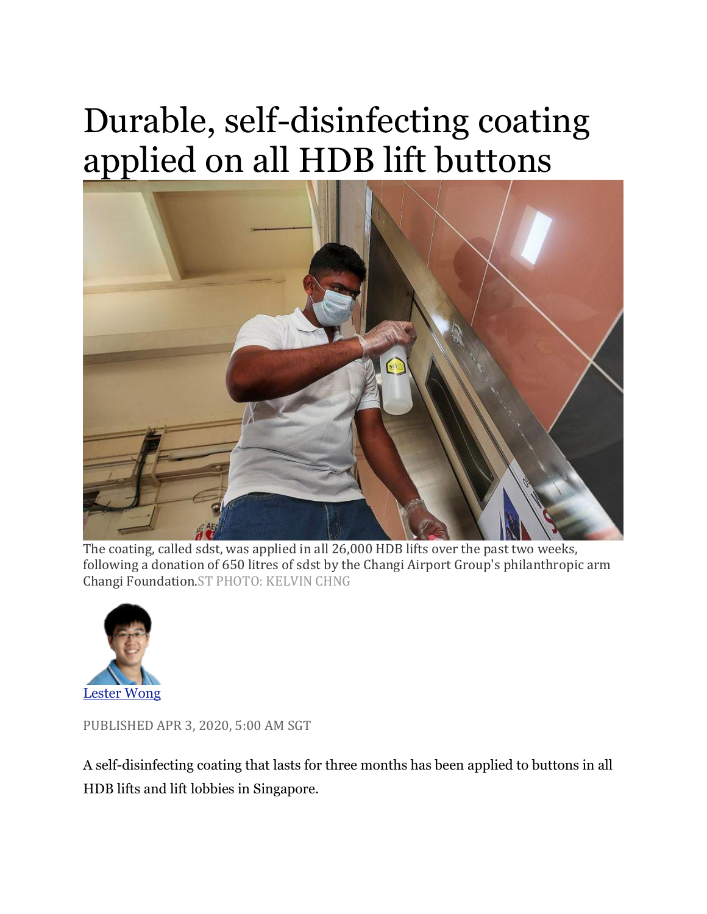# Durable, self-disinfecting coating applied on all HDB lift buttons

The coating, called sdst, was applied in all 26,000 HDB lifts over the past two weeks, following a donation of 650 litres of sdst by the Changi Airport Group's philanthropic arm Changi Foundation.ST PHOTO: KELVIN CHNG

Lester Wong

PUBLISHED APR 3, 2020, 5:00 AM SGT

A self-disinfecting coating that lasts for three months has been applied to buttons in all HDB lifts and lift lobbies in Singapore.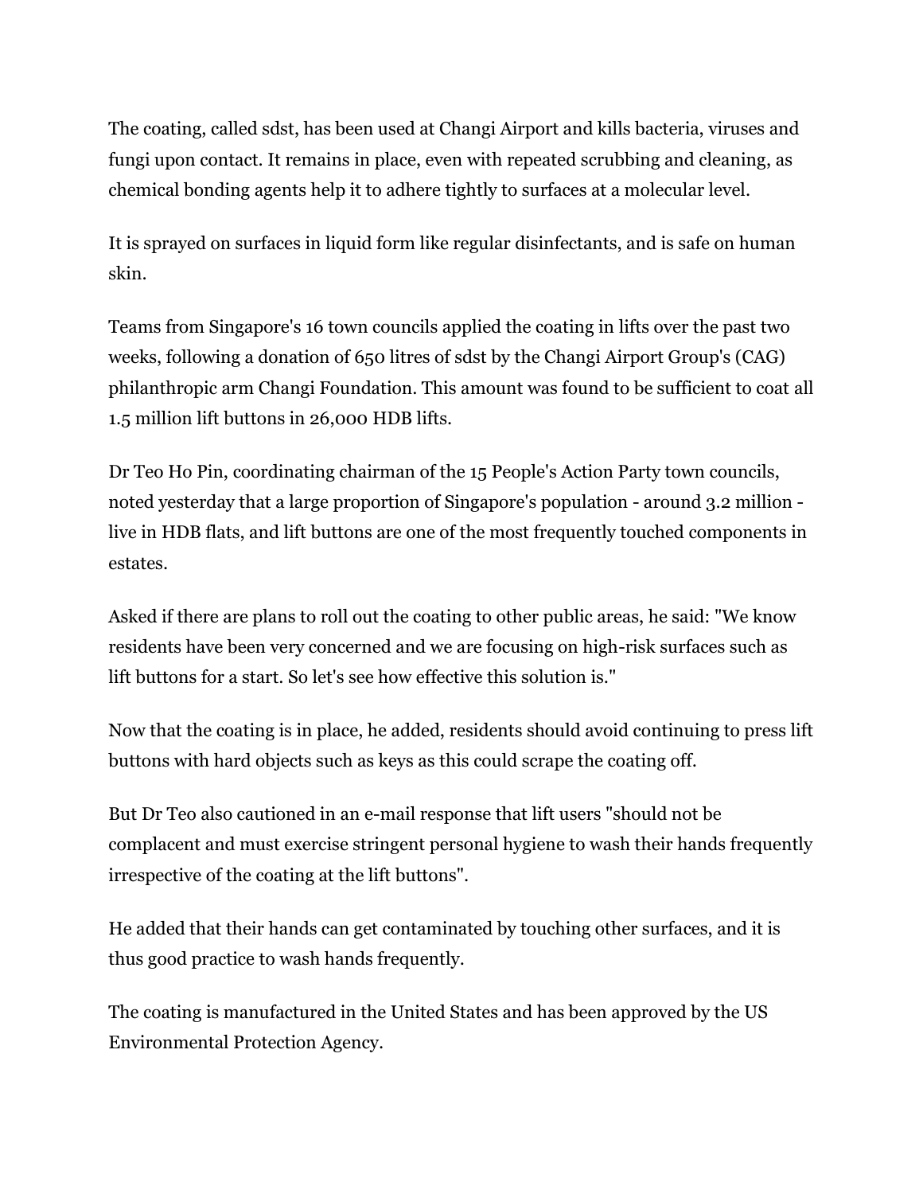The coating, called sdst, has been used at Changi Airport and kills bacteria, viruses and fungi upon contact. It remains in place, even with repeated scrubbing and cleaning, as chemical bonding agents help it to adhere tightly to surfaces at a molecular level.

It is sprayed on surfaces in liquid form like regular disinfectants, and is safe on human skin.

Teams from Singapore's 16 town councils applied the coating in lifts over the past two weeks, following a donation of 650 litres of sdst by the Changi Airport Group's (CAG) philanthropic arm Changi Foundation. This amount was found to be sufficient to coat all 1.5 million lift buttons in 26,000 HDB lifts.

Dr Teo Ho Pin, coordinating chairman of the 15 People's Action Party town councils, noted yesterday that a large proportion of Singapore's population - around 3.2 million - live in HDB flats, and lift buttons are one of the most frequently touched components in estates.

Asked if there are plans to roll out the coating to other public areas, he said: "We know residents have been very concerned and we are focusing on high-risk surfaces such as lift buttons for a start. So let's see how effective this solution is."

Now that the coating is in place, he added, residents should avoid continuing to press lift buttons with hard objects such as keys as this could scrape the coating off.

But Dr Teo also cautioned in an e-mail response that lift users "should not be complacent and must exercise stringent personal hygiene to wash their hands frequently irrespective of the coating at the lift buttons".

He added that their hands can get contaminated by touching other surfaces, and it is thus good practice to wash hands frequently.

The coating is manufactured in the United States and has been approved by the US Environmental Protection Agency.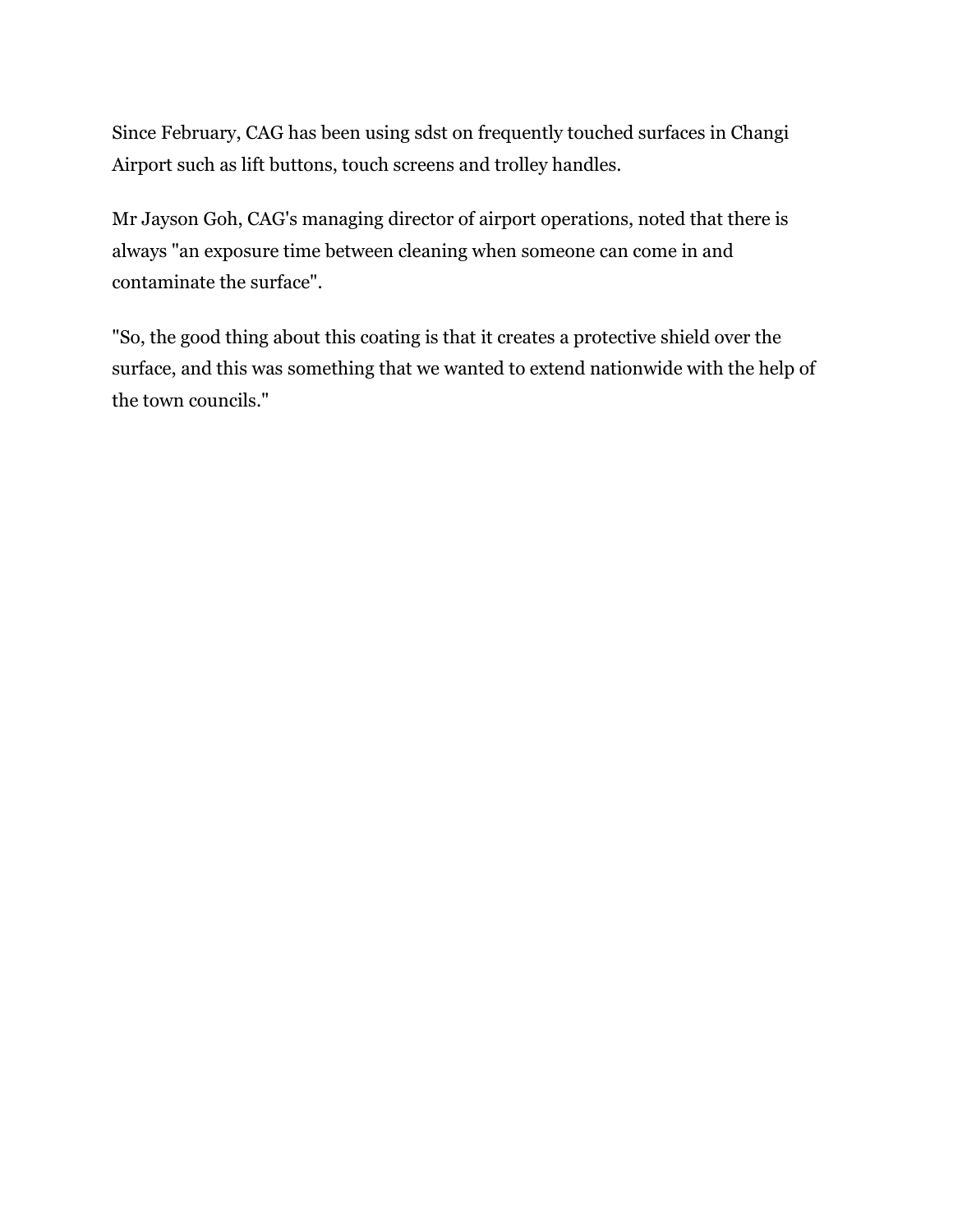Since February, CAG has been using sdst on frequently touched surfaces in Changi Airport such as lift buttons, touch screens and trolley handles.

Mr Jayson Goh, CAG's managing director of airport operations, noted that there is always "an exposure time between cleaning when someone can come in and contaminate the surface".

"So, the good thing about this coating is that it creates a protective shield over the surface, and this was something that we wanted to extend nationwide with the help of the town councils."